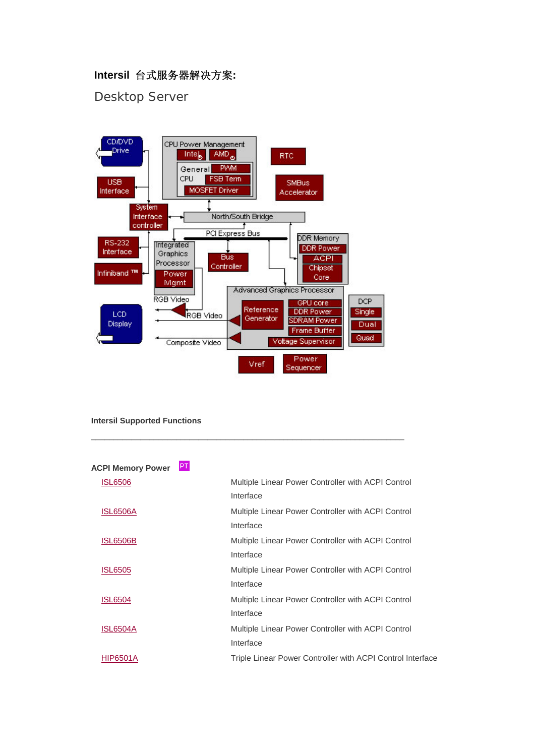**Intersil 台式服务器解决方案:**

Desktop Server

**Intersil Supported Functions**

---

**ACPI Memory Power** PT

| | |
|---|---|
| ISL6506 | Multiple Linear Power Controller with ACPI Control Interface |
| ISL6506A | Multiple Linear Power Controller with ACPI Control Interface |
| ISL6506B | Multiple Linear Power Controller with ACPI Control Interface |
| ISL6505 | Multiple Linear Power Controller with ACPI Control Interface |
| ISL6504 | Multiple Linear Power Controller with ACPI Control Interface |
| ISL6504A | Multiple Linear Power Controller with ACPI Control Interface |
| HIP6501A | Triple Linear Power Controller with ACPI Control Interface |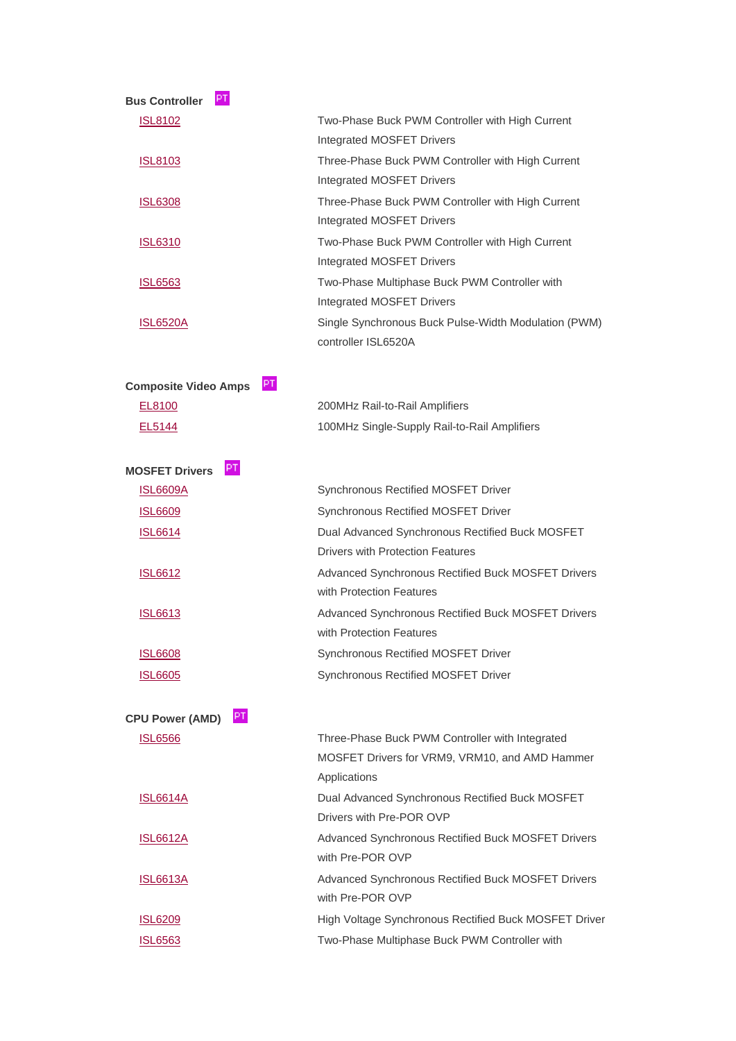**Bus Controller** PT

| | |
|---|---|
| ISL8102 | Two-Phase Buck PWM Controller with High Current Integrated MOSFET Drivers |
| ISL8103 | Three-Phase Buck PWM Controller with High Current Integrated MOSFET Drivers |
| ISL6308 | Three-Phase Buck PWM Controller with High Current Integrated MOSFET Drivers |
| ISL6310 | Two-Phase Buck PWM Controller with High Current Integrated MOSFET Drivers |
| ISL6563 | Two-Phase Multiphase Buck PWM Controller with Integrated MOSFET Drivers |
| ISL6520A | Single Synchronous Buck Pulse-Width Modulation (PWM) controller ISL6520A |

**Composite Video Amps** PT

| | |
|---|---|
| EL8100 | 200MHz Rail-to-Rail Amplifiers |
| EL5144 | 100MHz Single-Supply Rail-to-Rail Amplifiers |

**MOSFET Drivers** PT

| | |
|---|---|
| ISL6609A | Synchronous Rectified MOSFET Driver |
| ISL6609 | Synchronous Rectified MOSFET Driver |
| ISL6614 | Dual Advanced Synchronous Rectified Buck MOSFET Drivers with Protection Features |
| ISL6612 | Advanced Synchronous Rectified Buck MOSFET Drivers with Protection Features |
| ISL6613 | Advanced Synchronous Rectified Buck MOSFET Drivers with Protection Features |
| ISL6608 | Synchronous Rectified MOSFET Driver |
| ISL6605 | Synchronous Rectified MOSFET Driver |

**CPU Power (AMD)** PT

| | |
|---|---|
| ISL6566 | Three-Phase Buck PWM Controller with Integrated MOSFET Drivers for VRM9, VRM10, and AMD Hammer Applications |
| ISL6614A | Dual Advanced Synchronous Rectified Buck MOSFET Drivers with Pre-POR OVP |
| ISL6612A | Advanced Synchronous Rectified Buck MOSFET Drivers with Pre-POR OVP |
| ISL6613A | Advanced Synchronous Rectified Buck MOSFET Drivers with Pre-POR OVP |
| ISL6209 | High Voltage Synchronous Rectified Buck MOSFET Driver |
| ISL6563 | Two-Phase Multiphase Buck PWM Controller with |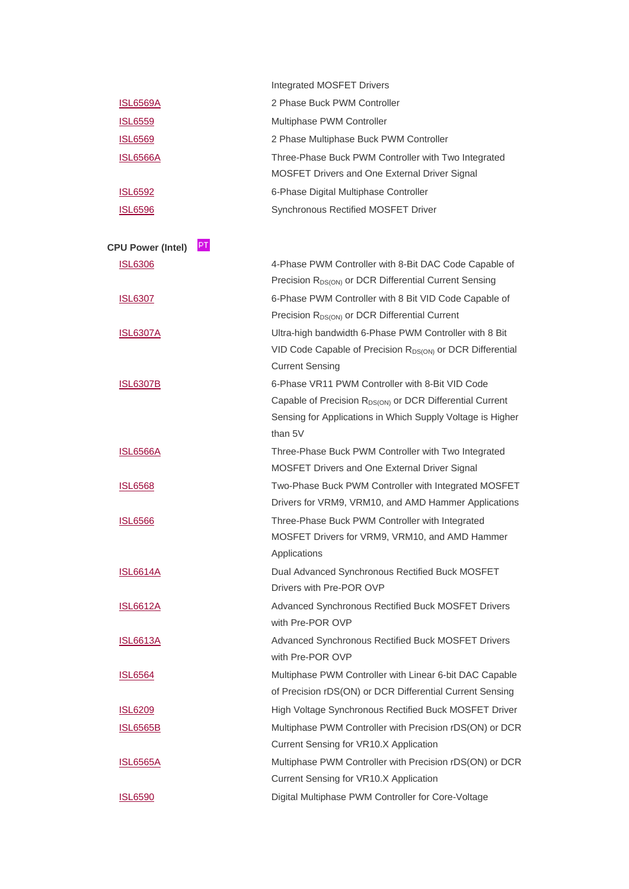| | |
|---|---|
| | Integrated MOSFET Drivers |
| ISL6569A | 2 Phase Buck PWM Controller |
| ISL6559 | Multiphase PWM Controller |
| ISL6569 | 2 Phase Multiphase Buck PWM Controller |
| ISL6566A | Three-Phase Buck PWM Controller with Two Integrated MOSFET Drivers and One External Driver Signal |
| ISL6592 | 6-Phase Digital Multiphase Controller |
| ISL6596 | Synchronous Rectified MOSFET Driver |

**CPU Power (Intel)** PT

| | |
|---|---|
| ISL6306 | 4-Phase PWM Controller with 8-Bit DAC Code Capable of Precision $R_{DS(ON)}$ or DCR Differential Current Sensing |
| ISL6307 | 6-Phase PWM Controller with 8 Bit VID Code Capable of Precision $R_{DS(ON)}$ or DCR Differential Current |
| ISL6307A | Ultra-high bandwidth 6-Phase PWM Controller with 8 Bit VID Code Capable of Precision $R_{DS(ON)}$ or DCR Differential Current Sensing |
| ISL6307B | 6-Phase VR11 PWM Controller with 8-Bit VID Code Capable of Precision $R_{DS(ON)}$ or DCR Differential Current Sensing for Applications in Which Supply Voltage is Higher than 5V |
| ISL6566A | Three-Phase Buck PWM Controller with Two Integrated MOSFET Drivers and One External Driver Signal |
| ISL6568 | Two-Phase Buck PWM Controller with Integrated MOSFET Drivers for VRM9, VRM10, and AMD Hammer Applications |
| ISL6566 | Three-Phase Buck PWM Controller with Integrated MOSFET Drivers for VRM9, VRM10, and AMD Hammer Applications |
| ISL6614A | Dual Advanced Synchronous Rectified Buck MOSFET Drivers with Pre-POR OVP |
| ISL6612A | Advanced Synchronous Rectified Buck MOSFET Drivers with Pre-POR OVP |
| ISL6613A | Advanced Synchronous Rectified Buck MOSFET Drivers with Pre-POR OVP |
| ISL6564 | Multiphase PWM Controller with Linear 6-bit DAC Capable of Precision rDS(ON) or DCR Differential Current Sensing |
| ISL6209 | High Voltage Synchronous Rectified Buck MOSFET Driver |
| ISL6565B | Multiphase PWM Controller with Precision rDS(ON) or DCR Current Sensing for VR10.X Application |
| ISL6565A | Multiphase PWM Controller with Precision rDS(ON) or DCR Current Sensing for VR10.X Application |
| ISL6590 | Digital Multiphase PWM Controller for Core-Voltage |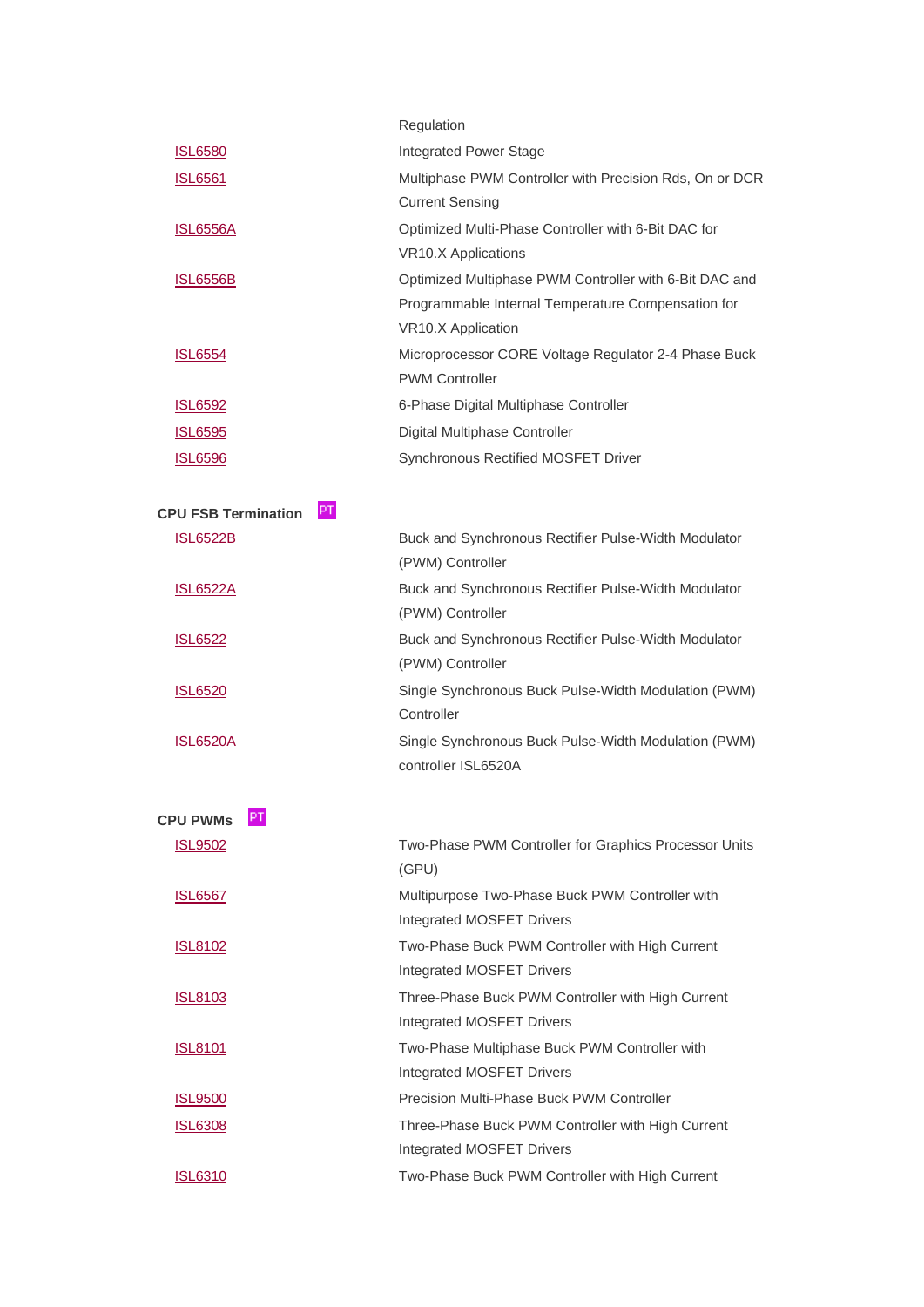| | |
|---|---|
| | Regulation |
| ISL6580 | Integrated Power Stage |
| ISL6561 | Multiphase PWM Controller with Precision Rds, On or DCR Current Sensing |
| ISL6556A | Optimized Multi-Phase Controller with 6-Bit DAC for VR10.X Applications |
| ISL6556B | Optimized Multiphase PWM Controller with 6-Bit DAC and Programmable Internal Temperature Compensation for VR10.X Application |
| ISL6554 | Microprocessor CORE Voltage Regulator 2-4 Phase Buck PWM Controller |
| ISL6592 | 6-Phase Digital Multiphase Controller |
| ISL6595 | Digital Multiphase Controller |
| ISL6596 | Synchronous Rectified MOSFET Driver |

**CPU FSB Termination** PT

| | |
|---|---|
| ISL6522B | Buck and Synchronous Rectifier Pulse-Width Modulator (PWM) Controller |
| ISL6522A | Buck and Synchronous Rectifier Pulse-Width Modulator (PWM) Controller |
| ISL6522 | Buck and Synchronous Rectifier Pulse-Width Modulator (PWM) Controller |
| ISL6520 | Single Synchronous Buck Pulse-Width Modulation (PWM) Controller |
| ISL6520A | Single Synchronous Buck Pulse-Width Modulation (PWM) controller ISL6520A |

**CPU PWMs** PT

| | |
|---|---|
| ISL9502 | Two-Phase PWM Controller for Graphics Processor Units (GPU) |
| ISL6567 | Multipurpose Two-Phase Buck PWM Controller with Integrated MOSFET Drivers |
| ISL8102 | Two-Phase Buck PWM Controller with High Current Integrated MOSFET Drivers |
| ISL8103 | Three-Phase Buck PWM Controller with High Current Integrated MOSFET Drivers |
| ISL8101 | Two-Phase Multiphase Buck PWM Controller with Integrated MOSFET Drivers |
| ISL9500 | Precision Multi-Phase Buck PWM Controller |
| ISL6308 | Three-Phase Buck PWM Controller with High Current Integrated MOSFET Drivers |
| ISL6310 | Two-Phase Buck PWM Controller with High Current |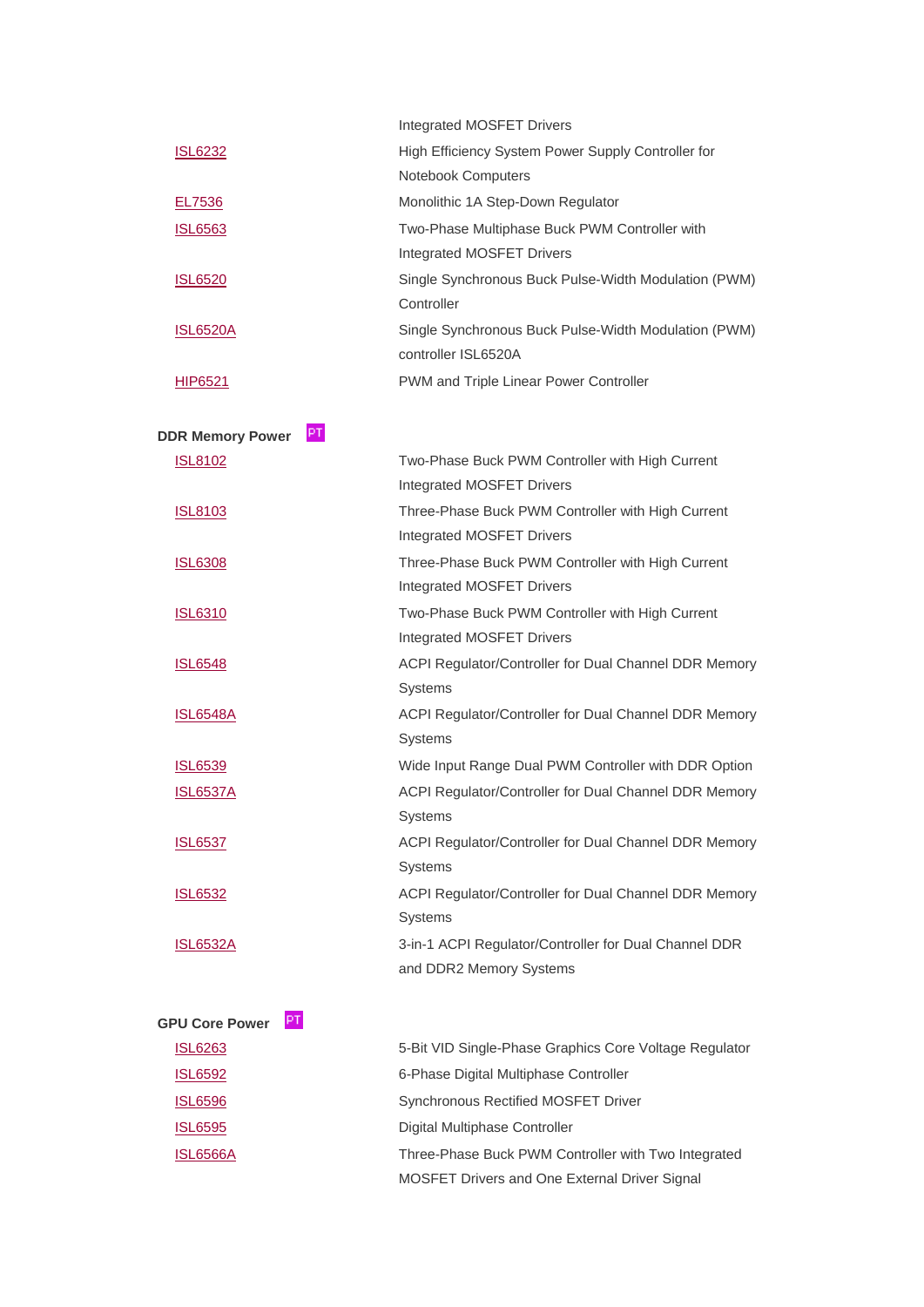| | |
|---|---|
| | Integrated MOSFET Drivers |
| ISL6232 | High Efficiency System Power Supply Controller for Notebook Computers |
| EL7536 | Monolithic 1A Step-Down Regulator |
| ISL6563 | Two-Phase Multiphase Buck PWM Controller with Integrated MOSFET Drivers |
| ISL6520 | Single Synchronous Buck Pulse-Width Modulation (PWM) Controller |
| ISL6520A | Single Synchronous Buck Pulse-Width Modulation (PWM) controller ISL6520A |
| HIP6521 | PWM and Triple Linear Power Controller |

**DDR Memory Power** PT

| | |
|---|---|
| ISL8102 | Two-Phase Buck PWM Controller with High Current Integrated MOSFET Drivers |
| ISL8103 | Three-Phase Buck PWM Controller with High Current Integrated MOSFET Drivers |
| ISL6308 | Three-Phase Buck PWM Controller with High Current Integrated MOSFET Drivers |
| ISL6310 | Two-Phase Buck PWM Controller with High Current Integrated MOSFET Drivers |
| ISL6548 | ACPI Regulator/Controller for Dual Channel DDR Memory Systems |
| ISL6548A | ACPI Regulator/Controller for Dual Channel DDR Memory Systems |
| ISL6539 | Wide Input Range Dual PWM Controller with DDR Option |
| ISL6537A | ACPI Regulator/Controller for Dual Channel DDR Memory Systems |
| ISL6537 | ACPI Regulator/Controller for Dual Channel DDR Memory Systems |
| ISL6532 | ACPI Regulator/Controller for Dual Channel DDR Memory Systems |
| ISL6532A | 3-in-1 ACPI Regulator/Controller for Dual Channel DDR and DDR2 Memory Systems |

**GPU Core Power** PT

| | |
|---|---|
| ISL6263 | 5-Bit VID Single-Phase Graphics Core Voltage Regulator |
| ISL6592 | 6-Phase Digital Multiphase Controller |
| ISL6596 | Synchronous Rectified MOSFET Driver |
| ISL6595 | Digital Multiphase Controller |
| ISL6566A | Three-Phase Buck PWM Controller with Two Integrated MOSFET Drivers and One External Driver Signal |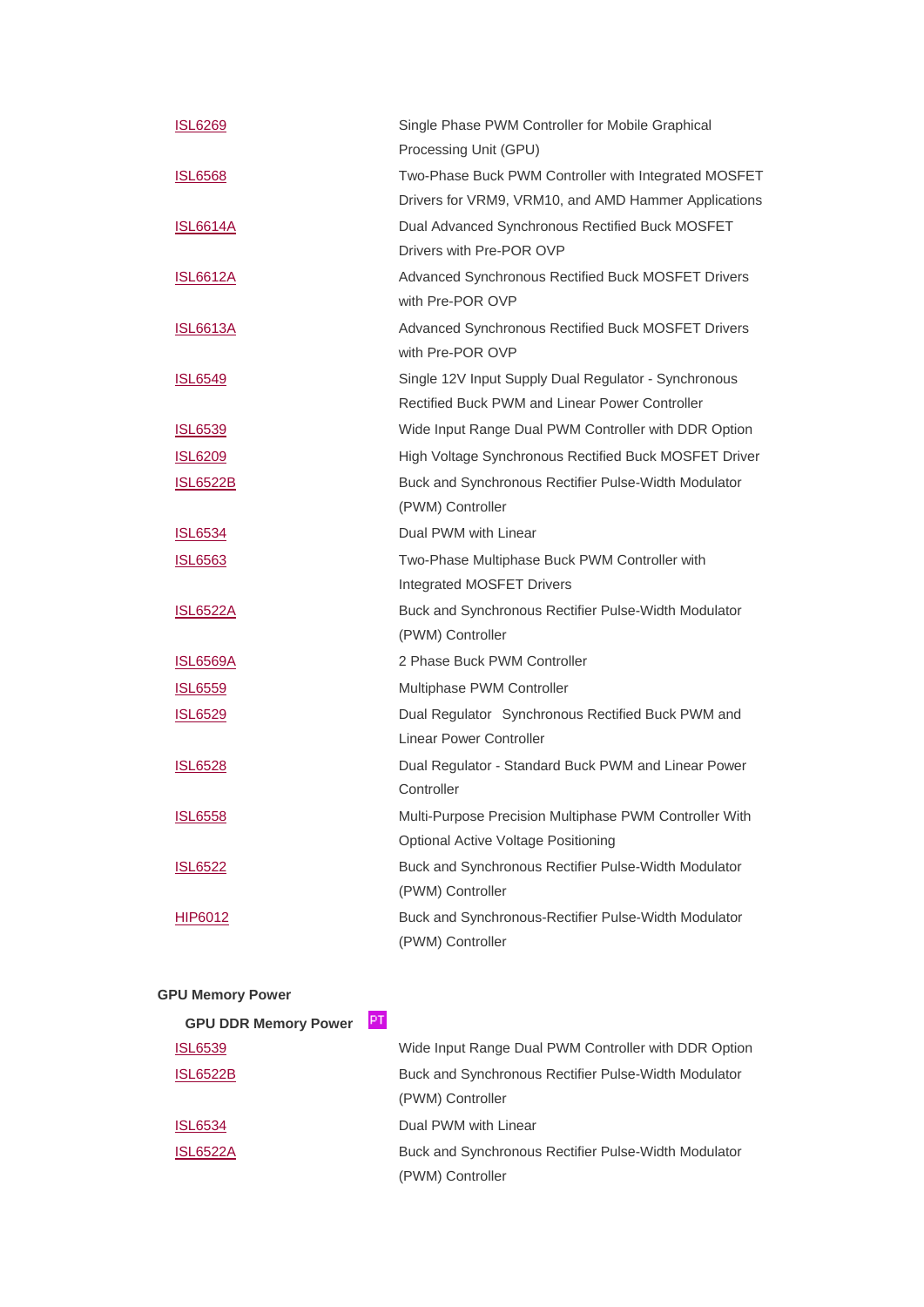| | |
|---|---|
| ISL6269 | Single Phase PWM Controller for Mobile Graphical Processing Unit (GPU) |
| ISL6568 | Two-Phase Buck PWM Controller with Integrated MOSFET Drivers for VRM9, VRM10, and AMD Hammer Applications |
| ISL6614A | Dual Advanced Synchronous Rectified Buck MOSFET Drivers with Pre-POR OVP |
| ISL6612A | Advanced Synchronous Rectified Buck MOSFET Drivers with Pre-POR OVP |
| ISL6613A | Advanced Synchronous Rectified Buck MOSFET Drivers with Pre-POR OVP |
| ISL6549 | Single 12V Input Supply Dual Regulator - Synchronous Rectified Buck PWM and Linear Power Controller |
| ISL6539 | Wide Input Range Dual PWM Controller with DDR Option |
| ISL6209 | High Voltage Synchronous Rectified Buck MOSFET Driver |
| ISL6522B | Buck and Synchronous Rectifier Pulse-Width Modulator (PWM) Controller |
| ISL6534 | Dual PWM with Linear |
| ISL6563 | Two-Phase Multiphase Buck PWM Controller with Integrated MOSFET Drivers |
| ISL6522A | Buck and Synchronous Rectifier Pulse-Width Modulator (PWM) Controller |
| ISL6569A | 2 Phase Buck PWM Controller |
| ISL6559 | Multiphase PWM Controller |
| ISL6529 | Dual Regulator Synchronous Rectified Buck PWM and Linear Power Controller |
| ISL6528 | Dual Regulator - Standard Buck PWM and Linear Power Controller |
| ISL6558 | Multi-Purpose Precision Multiphase PWM Controller With Optional Active Voltage Positioning |
| ISL6522 | Buck and Synchronous Rectifier Pulse-Width Modulator (PWM) Controller |
| HIP6012 | Buck and Synchronous-Rectifier Pulse-Width Modulator (PWM) Controller |

**GPU Memory Power**

**GPU DDR Memory Power** PT

| | |
|---|---|
| ISL6539 | Wide Input Range Dual PWM Controller with DDR Option |
| ISL6522B | Buck and Synchronous Rectifier Pulse-Width Modulator (PWM) Controller |
| ISL6534 | Dual PWM with Linear |
| ISL6522A | Buck and Synchronous Rectifier Pulse-Width Modulator (PWM) Controller |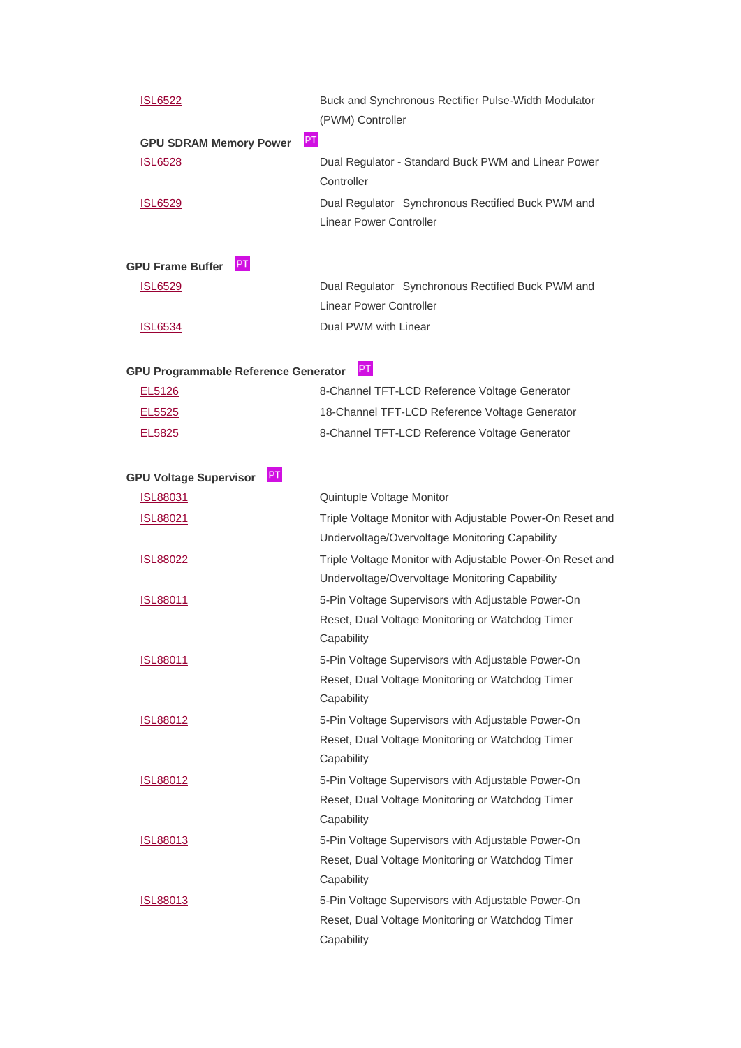| | |
|---|---|
| ISL6522 | Buck and Synchronous Rectifier Pulse-Width Modulator (PWM) Controller |

**GPU SDRAM Memory Power** PT

| | |
|---|---|
| ISL6528 | Dual Regulator - Standard Buck PWM and Linear Power Controller |
| ISL6529 | Dual Regulator  Synchronous Rectified Buck PWM and Linear Power Controller |

**GPU Frame Buffer** PT

| | |
|---|---|
| ISL6529 | Dual Regulator  Synchronous Rectified Buck PWM and Linear Power Controller |
| ISL6534 | Dual PWM with Linear |

**GPU Programmable Reference Generator** PT

| | |
|---|---|
| EL5126 | 8-Channel TFT-LCD Reference Voltage Generator |
| EL5525 | 18-Channel TFT-LCD Reference Voltage Generator |
| EL5825 | 8-Channel TFT-LCD Reference Voltage Generator |

**GPU Voltage Supervisor** PT

| | |
|---|---|
| ISL88031 | Quintuple Voltage Monitor |
| ISL88021 | Triple Voltage Monitor with Adjustable Power-On Reset and Undervoltage/Overvoltage Monitoring Capability |
| ISL88022 | Triple Voltage Monitor with Adjustable Power-On Reset and Undervoltage/Overvoltage Monitoring Capability |
| ISL88011 | 5-Pin Voltage Supervisors with Adjustable Power-On Reset, Dual Voltage Monitoring or Watchdog Timer Capability |
| ISL88011 | 5-Pin Voltage Supervisors with Adjustable Power-On Reset, Dual Voltage Monitoring or Watchdog Timer Capability |
| ISL88012 | 5-Pin Voltage Supervisors with Adjustable Power-On Reset, Dual Voltage Monitoring or Watchdog Timer Capability |
| ISL88012 | 5-Pin Voltage Supervisors with Adjustable Power-On Reset, Dual Voltage Monitoring or Watchdog Timer Capability |
| ISL88013 | 5-Pin Voltage Supervisors with Adjustable Power-On Reset, Dual Voltage Monitoring or Watchdog Timer Capability |
| ISL88013 | 5-Pin Voltage Supervisors with Adjustable Power-On Reset, Dual Voltage Monitoring or Watchdog Timer Capability |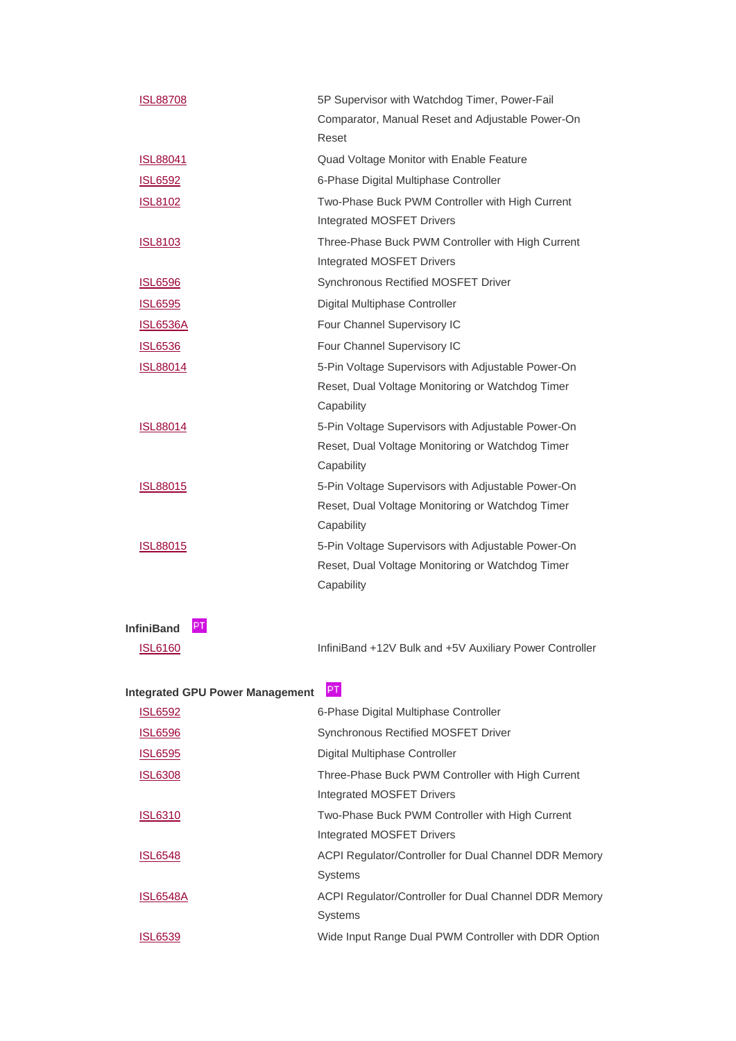| | |
|---|---|
| ISL88708 | 5P Supervisor with Watchdog Timer, Power-Fail Comparator, Manual Reset and Adjustable Power-On Reset |
| ISL88041 | Quad Voltage Monitor with Enable Feature |
| ISL6592 | 6-Phase Digital Multiphase Controller |
| ISL8102 | Two-Phase Buck PWM Controller with High Current Integrated MOSFET Drivers |
| ISL8103 | Three-Phase Buck PWM Controller with High Current Integrated MOSFET Drivers |
| ISL6596 | Synchronous Rectified MOSFET Driver |
| ISL6595 | Digital Multiphase Controller |
| ISL6536A | Four Channel Supervisory IC |
| ISL6536 | Four Channel Supervisory IC |
| ISL88014 | 5-Pin Voltage Supervisors with Adjustable Power-On Reset, Dual Voltage Monitoring or Watchdog Timer Capability |
| ISL88014 | 5-Pin Voltage Supervisors with Adjustable Power-On Reset, Dual Voltage Monitoring or Watchdog Timer Capability |
| ISL88015 | 5-Pin Voltage Supervisors with Adjustable Power-On Reset, Dual Voltage Monitoring or Watchdog Timer Capability |
| ISL88015 | 5-Pin Voltage Supervisors with Adjustable Power-On Reset, Dual Voltage Monitoring or Watchdog Timer Capability |

**InfiniBand** PT

| | |
|---|---|
| ISL6160 | InfiniBand +12V Bulk and +5V Auxiliary Power Controller |

**Integrated GPU Power Management** PT

| | |
|---|---|
| ISL6592 | 6-Phase Digital Multiphase Controller |
| ISL6596 | Synchronous Rectified MOSFET Driver |
| ISL6595 | Digital Multiphase Controller |
| ISL6308 | Three-Phase Buck PWM Controller with High Current Integrated MOSFET Drivers |
| ISL6310 | Two-Phase Buck PWM Controller with High Current Integrated MOSFET Drivers |
| ISL6548 | ACPI Regulator/Controller for Dual Channel DDR Memory Systems |
| ISL6548A | ACPI Regulator/Controller for Dual Channel DDR Memory Systems |
| ISL6539 | Wide Input Range Dual PWM Controller with DDR Option |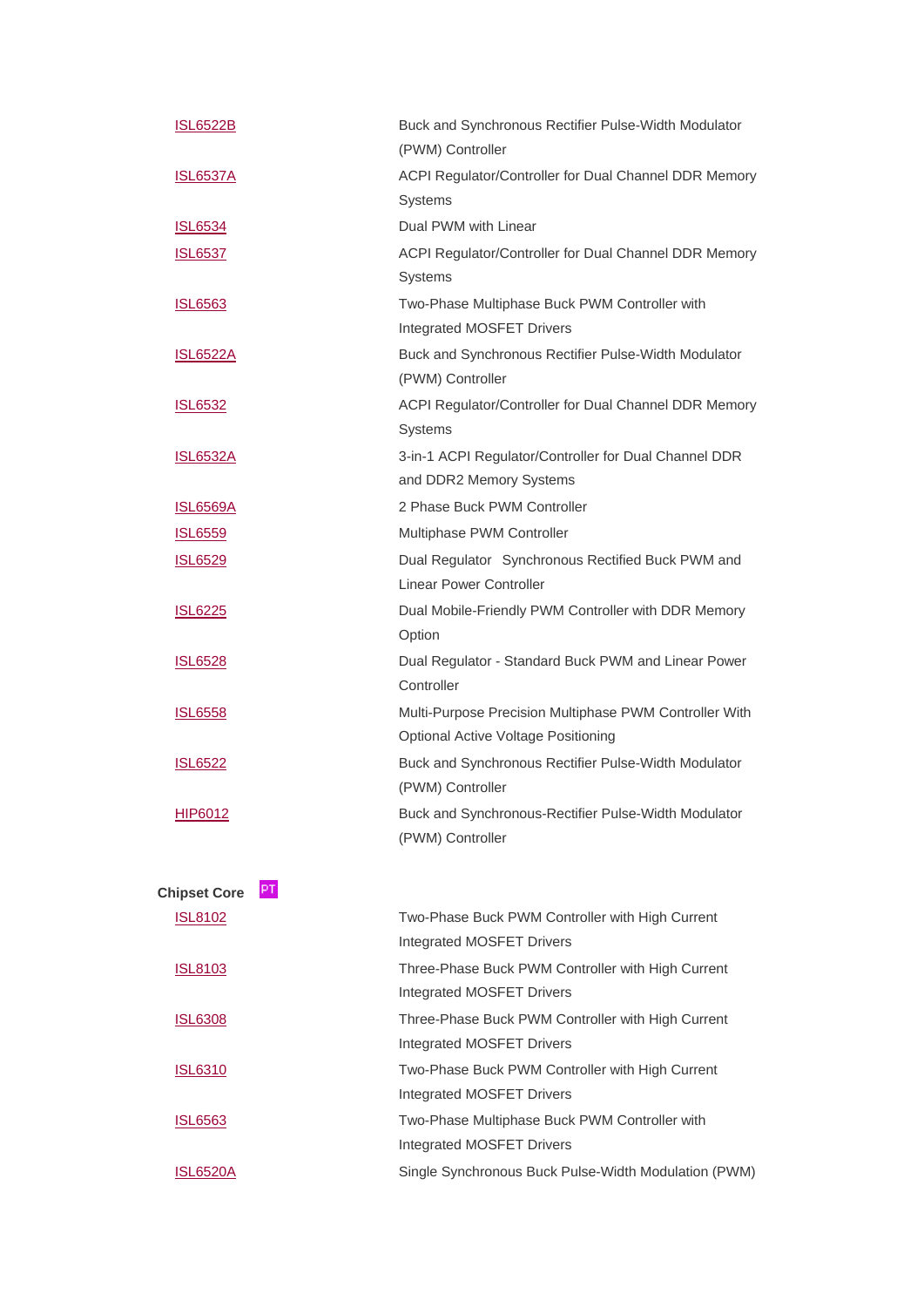| | |
|---|---|
| ISL6522B | Buck and Synchronous Rectifier Pulse-Width Modulator (PWM) Controller |
| ISL6537A | ACPI Regulator/Controller for Dual Channel DDR Memory Systems |
| ISL6534 | Dual PWM with Linear |
| ISL6537 | ACPI Regulator/Controller for Dual Channel DDR Memory Systems |
| ISL6563 | Two-Phase Multiphase Buck PWM Controller with Integrated MOSFET Drivers |
| ISL6522A | Buck and Synchronous Rectifier Pulse-Width Modulator (PWM) Controller |
| ISL6532 | ACPI Regulator/Controller for Dual Channel DDR Memory Systems |
| ISL6532A | 3-in-1 ACPI Regulator/Controller for Dual Channel DDR and DDR2 Memory Systems |
| ISL6569A | 2 Phase Buck PWM Controller |
| ISL6559 | Multiphase PWM Controller |
| ISL6529 | Dual Regulator  Synchronous Rectified Buck PWM and Linear Power Controller |
| ISL6225 | Dual Mobile-Friendly PWM Controller with DDR Memory Option |
| ISL6528 | Dual Regulator - Standard Buck PWM and Linear Power Controller |
| ISL6558 | Multi-Purpose Precision Multiphase PWM Controller With Optional Active Voltage Positioning |
| ISL6522 | Buck and Synchronous Rectifier Pulse-Width Modulator (PWM) Controller |
| HIP6012 | Buck and Synchronous-Rectifier Pulse-Width Modulator (PWM) Controller |

**Chipset Core** PT

| | |
|---|---|
| ISL8102 | Two-Phase Buck PWM Controller with High Current Integrated MOSFET Drivers |
| ISL8103 | Three-Phase Buck PWM Controller with High Current Integrated MOSFET Drivers |
| ISL6308 | Three-Phase Buck PWM Controller with High Current Integrated MOSFET Drivers |
| ISL6310 | Two-Phase Buck PWM Controller with High Current Integrated MOSFET Drivers |
| ISL6563 | Two-Phase Multiphase Buck PWM Controller with Integrated MOSFET Drivers |
| ISL6520A | Single Synchronous Buck Pulse-Width Modulation (PWM) |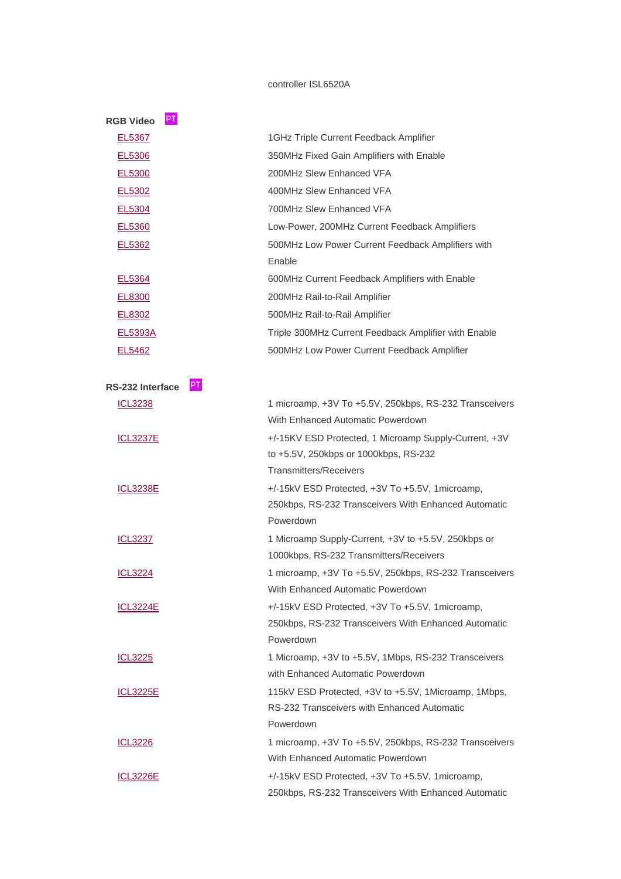controller ISL6520A

**RGB Video** PT

| | |
|---|---|
| EL5367 | 1GHz Triple Current Feedback Amplifier |
| EL5306 | 350MHz Fixed Gain Amplifiers with Enable |
| EL5300 | 200MHz Slew Enhanced VFA |
| EL5302 | 400MHz Slew Enhanced VFA |
| EL5304 | 700MHz Slew Enhanced VFA |
| EL5360 | Low-Power, 200MHz Current Feedback Amplifiers |
| EL5362 | 500MHz Low Power Current Feedback Amplifiers with Enable |
| EL5364 | 600MHz Current Feedback Amplifiers with Enable |
| EL8300 | 200MHz Rail-to-Rail Amplifier |
| EL8302 | 500MHz Rail-to-Rail Amplifier |
| EL5393A | Triple 300MHz Current Feedback Amplifier with Enable |
| EL5462 | 500MHz Low Power Current Feedback Amplifier |

**RS-232 Interface** PT

| | |
|---|---|
| ICL3238 | 1 microamp, +3V To +5.5V, 250kbps, RS-232 Transceivers With Enhanced Automatic Powerdown |
| ICL3237E | +/-15KV ESD Protected, 1 Microamp Supply-Current, +3V to +5.5V, 250kbps or 1000kbps, RS-232 Transmitters/Receivers |
| ICL3238E | +/-15kV ESD Protected, +3V To +5.5V, 1microamp, 250kbps, RS-232 Transceivers With Enhanced Automatic Powerdown |
| ICL3237 | 1 Microamp Supply-Current, +3V to +5.5V, 250kbps or 1000kbps, RS-232 Transmitters/Receivers |
| ICL3224 | 1 microamp, +3V To +5.5V, 250kbps, RS-232 Transceivers With Enhanced Automatic Powerdown |
| ICL3224E | +/-15kV ESD Protected, +3V To +5.5V, 1microamp, 250kbps, RS-232 Transceivers With Enhanced Automatic Powerdown |
| ICL3225 | 1 Microamp, +3V to +5.5V, 1Mbps, RS-232 Transceivers with Enhanced Automatic Powerdown |
| ICL3225E | 115kV ESD Protected, +3V to +5.5V, 1Microamp, 1Mbps, RS-232 Transceivers with Enhanced Automatic Powerdown |
| ICL3226 | 1 microamp, +3V To +5.5V, 250kbps, RS-232 Transceivers With Enhanced Automatic Powerdown |
| ICL3226E | +/-15kV ESD Protected, +3V To +5.5V, 1microamp, 250kbps, RS-232 Transceivers With Enhanced Automatic |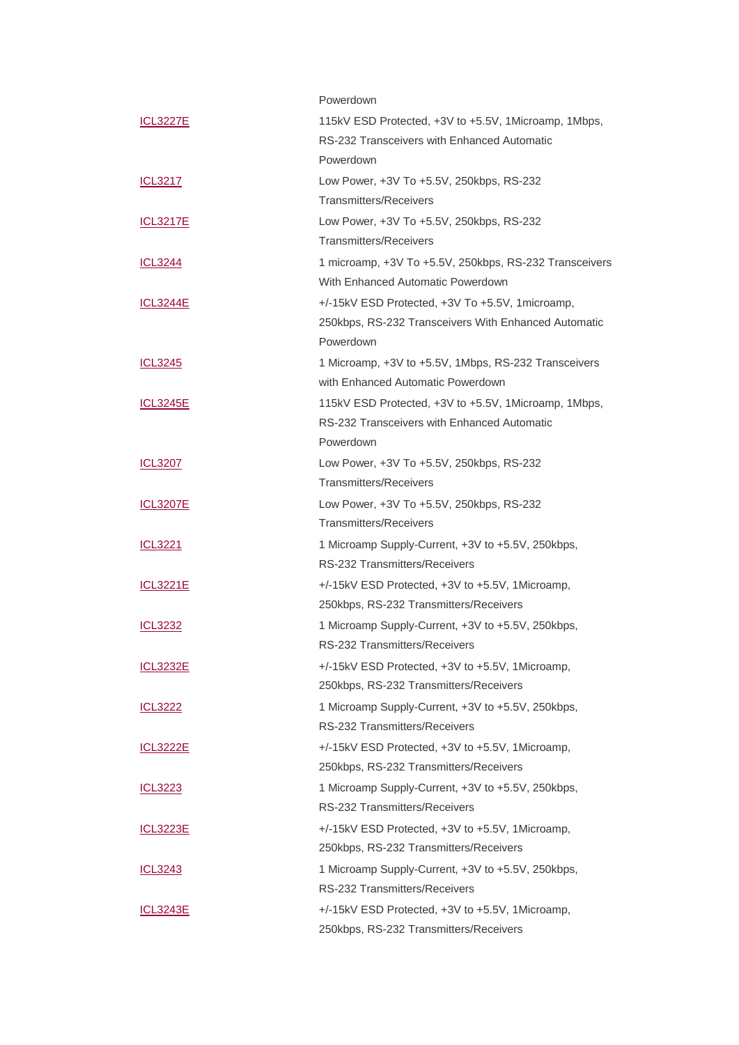| | |
|---|---|
| | Powerdown |
| ICL3227E | 115kV ESD Protected, +3V to +5.5V, 1Microamp, 1Mbps, RS-232 Transceivers with Enhanced Automatic Powerdown |
| ICL3217 | Low Power, +3V To +5.5V, 250kbps, RS-232 Transmitters/Receivers |
| ICL3217E | Low Power, +3V To +5.5V, 250kbps, RS-232 Transmitters/Receivers |
| ICL3244 | 1 microamp, +3V To +5.5V, 250kbps, RS-232 Transceivers With Enhanced Automatic Powerdown |
| ICL3244E | +/-15kV ESD Protected, +3V To +5.5V, 1microamp, 250kbps, RS-232 Transceivers With Enhanced Automatic Powerdown |
| ICL3245 | 1 Microamp, +3V to +5.5V, 1Mbps, RS-232 Transceivers with Enhanced Automatic Powerdown |
| ICL3245E | 115kV ESD Protected, +3V to +5.5V, 1Microamp, 1Mbps, RS-232 Transceivers with Enhanced Automatic Powerdown |
| ICL3207 | Low Power, +3V To +5.5V, 250kbps, RS-232 Transmitters/Receivers |
| ICL3207E | Low Power, +3V To +5.5V, 250kbps, RS-232 Transmitters/Receivers |
| ICL3221 | 1 Microamp Supply-Current, +3V to +5.5V, 250kbps, RS-232 Transmitters/Receivers |
| ICL3221E | +/-15kV ESD Protected, +3V to +5.5V, 1Microamp, 250kbps, RS-232 Transmitters/Receivers |
| ICL3232 | 1 Microamp Supply-Current, +3V to +5.5V, 250kbps, RS-232 Transmitters/Receivers |
| ICL3232E | +/-15kV ESD Protected, +3V to +5.5V, 1Microamp, 250kbps, RS-232 Transmitters/Receivers |
| ICL3222 | 1 Microamp Supply-Current, +3V to +5.5V, 250kbps, RS-232 Transmitters/Receivers |
| ICL3222E | +/-15kV ESD Protected, +3V to +5.5V, 1Microamp, 250kbps, RS-232 Transmitters/Receivers |
| ICL3223 | 1 Microamp Supply-Current, +3V to +5.5V, 250kbps, RS-232 Transmitters/Receivers |
| ICL3223E | +/-15kV ESD Protected, +3V to +5.5V, 1Microamp, 250kbps, RS-232 Transmitters/Receivers |
| ICL3243 | 1 Microamp Supply-Current, +3V to +5.5V, 250kbps, RS-232 Transmitters/Receivers |
| ICL3243E | +/-15kV ESD Protected, +3V to +5.5V, 1Microamp, 250kbps, RS-232 Transmitters/Receivers |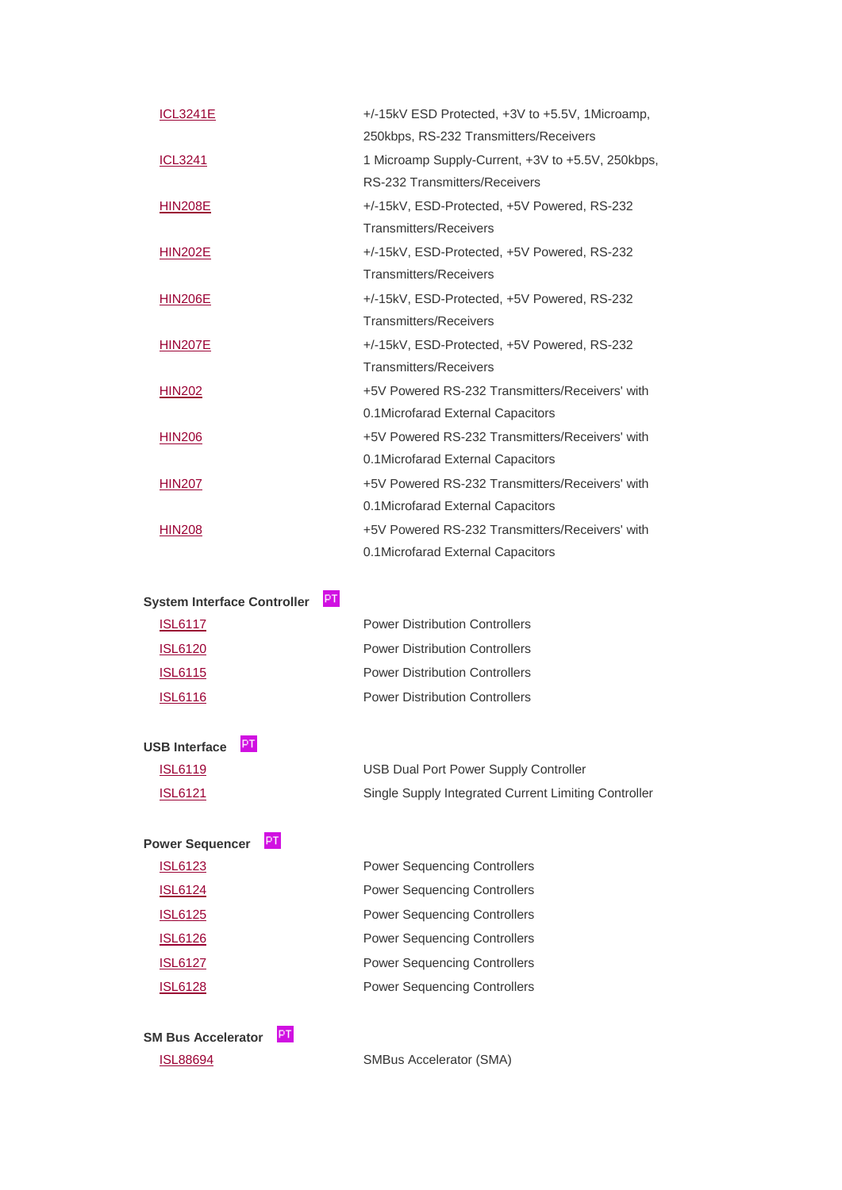| | |
|---|---|
| ICL3241E | +/-15kV ESD Protected, +3V to +5.5V, 1Microamp, 250kbps, RS-232 Transmitters/Receivers |
| ICL3241 | 1 Microamp Supply-Current, +3V to +5.5V, 250kbps, RS-232 Transmitters/Receivers |
| HIN208E | +/-15kV, ESD-Protected, +5V Powered, RS-232 Transmitters/Receivers |
| HIN202E | +/-15kV, ESD-Protected, +5V Powered, RS-232 Transmitters/Receivers |
| HIN206E | +/-15kV, ESD-Protected, +5V Powered, RS-232 Transmitters/Receivers |
| HIN207E | +/-15kV, ESD-Protected, +5V Powered, RS-232 Transmitters/Receivers |
| HIN202 | +5V Powered RS-232 Transmitters/Receivers' with 0.1Microfarad External Capacitors |
| HIN206 | +5V Powered RS-232 Transmitters/Receivers' with 0.1Microfarad External Capacitors |
| HIN207 | +5V Powered RS-232 Transmitters/Receivers' with 0.1Microfarad External Capacitors |
| HIN208 | +5V Powered RS-232 Transmitters/Receivers' with 0.1Microfarad External Capacitors |

**System Interface Controller** PT

| | |
|---|---|
| ISL6117 | Power Distribution Controllers |
| ISL6120 | Power Distribution Controllers |
| ISL6115 | Power Distribution Controllers |
| ISL6116 | Power Distribution Controllers |

**USB Interface** PT

| | |
|---|---|
| ISL6119 | USB Dual Port Power Supply Controller |
| ISL6121 | Single Supply Integrated Current Limiting Controller |

**Power Sequencer** PT

| | |
|---|---|
| ISL6123 | Power Sequencing Controllers |
| ISL6124 | Power Sequencing Controllers |
| ISL6125 | Power Sequencing Controllers |
| ISL6126 | Power Sequencing Controllers |
| ISL6127 | Power Sequencing Controllers |
| ISL6128 | Power Sequencing Controllers |

**SM Bus Accelerator** PT

| | |
|---|---|
| ISL88694 | SMBus Accelerator (SMA) |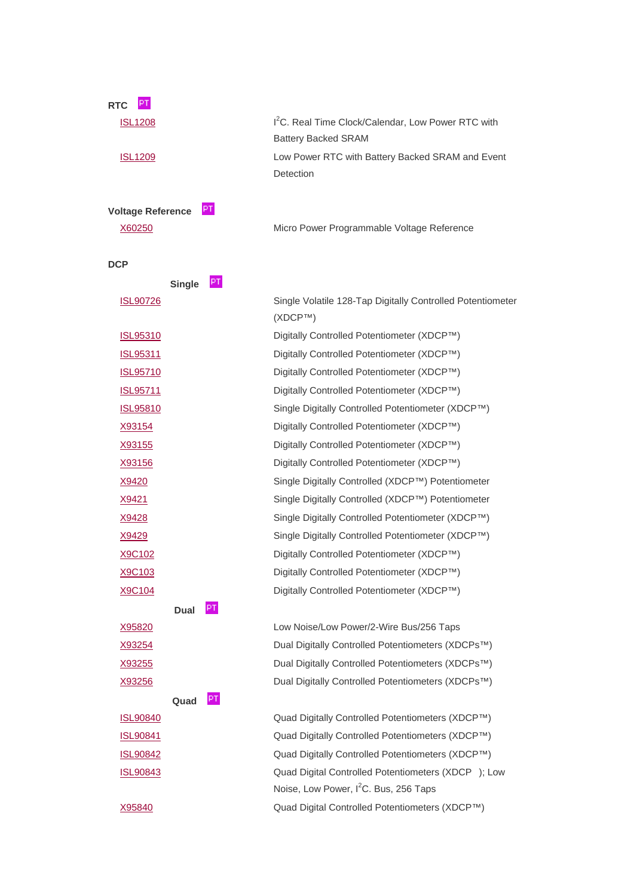**RTC** PT

| | |
|---|---|
| ISL1208 | $I^2C$. Real Time Clock/Calendar, Low Power RTC with Battery Backed SRAM |
| ISL1209 | Low Power RTC with Battery Backed SRAM and Event Detection |

**Voltage Reference** PT

| | |
|---|---|
| X60250 | Micro Power Programmable Voltage Reference |

**DCP**

**Single** PT

| | |
|---|---|
| ISL90726 | Single Volatile 128-Tap Digitally Controlled Potentiometer (XDCP™) |
| ISL95310 | Digitally Controlled Potentiometer (XDCP™) |
| ISL95311 | Digitally Controlled Potentiometer (XDCP™) |
| ISL95710 | Digitally Controlled Potentiometer (XDCP™) |
| ISL95711 | Digitally Controlled Potentiometer (XDCP™) |
| ISL95810 | Single Digitally Controlled Potentiometer (XDCP™) |
| X93154 | Digitally Controlled Potentiometer (XDCP™) |
| X93155 | Digitally Controlled Potentiometer (XDCP™) |
| X93156 | Digitally Controlled Potentiometer (XDCP™) |
| X9420 | Single Digitally Controlled (XDCP™) Potentiometer |
| X9421 | Single Digitally Controlled (XDCP™) Potentiometer |
| X9428 | Single Digitally Controlled Potentiometer (XDCP™) |
| X9429 | Single Digitally Controlled Potentiometer (XDCP™) |
| X9C102 | Digitally Controlled Potentiometer (XDCP™) |
| X9C103 | Digitally Controlled Potentiometer (XDCP™) |
| X9C104 | Digitally Controlled Potentiometer (XDCP™) |

**Dual** PT

| | |
|---|---|
| X95820 | Low Noise/Low Power/2-Wire Bus/256 Taps |
| X93254 | Dual Digitally Controlled Potentiometers (XDCPs™) |
| X93255 | Dual Digitally Controlled Potentiometers (XDCPs™) |
| X93256 | Dual Digitally Controlled Potentiometers (XDCPs™) |

**Quad** PT

| | |
|---|---|
| ISL90840 | Quad Digitally Controlled Potentiometers (XDCP™) |
| ISL90841 | Quad Digitally Controlled Potentiometers (XDCP™) |
| ISL90842 | Quad Digitally Controlled Potentiometers (XDCP™) |
| ISL90843 | Quad Digital Controlled Potentiometers (XDCP ); Low Noise, Low Power, $I^2C$. Bus, 256 Taps |
| X95840 | Quad Digital Controlled Potentiometers (XDCP™) |